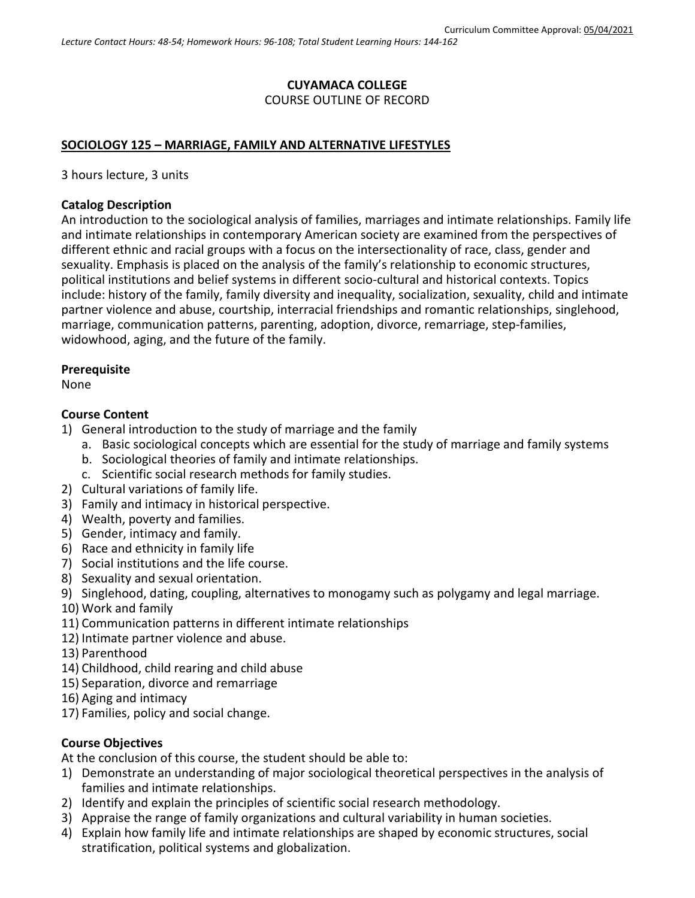Curriculum Committee Approval: 05/04/2021

*Lecture Contact Hours: 48-54; Homework Hours: 96-108; Total Student Learning Hours: 144-162*

**CUYAMACA COLLEGE**
COURSE OUTLINE OF RECORD

## SOCIOLOGY 125 – MARRIAGE, FAMILY AND ALTERNATIVE LIFESTYLES

3 hours lecture, 3 units

### Catalog Description

An introduction to the sociological analysis of families, marriages and intimate relationships. Family life and intimate relationships in contemporary American society are examined from the perspectives of different ethnic and racial groups with a focus on the intersectionality of race, class, gender and sexuality. Emphasis is placed on the analysis of the family's relationship to economic structures, political institutions and belief systems in different socio-cultural and historical contexts. Topics include: history of the family, family diversity and inequality, socialization, sexuality, child and intimate partner violence and abuse, courtship, interracial friendships and romantic relationships, singlehood, marriage, communication patterns, parenting, adoption, divorce, remarriage, step-families, widowhood, aging, and the future of the family.

### Prerequisite

None

### Course Content

1) General introduction to the study of marriage and the family
   a. Basic sociological concepts which are essential for the study of marriage and family systems
   b. Sociological theories of family and intimate relationships.
   c. Scientific social research methods for family studies.
2) Cultural variations of family life.
3) Family and intimacy in historical perspective.
4) Wealth, poverty and families.
5) Gender, intimacy and family.
6) Race and ethnicity in family life
7) Social institutions and the life course.
8) Sexuality and sexual orientation.
9) Singlehood, dating, coupling, alternatives to monogamy such as polygamy and legal marriage.
10) Work and family
11) Communication patterns in different intimate relationships
12) Intimate partner violence and abuse.
13) Parenthood
14) Childhood, child rearing and child abuse
15) Separation, divorce and remarriage
16) Aging and intimacy
17) Families, policy and social change.

### Course Objectives

At the conclusion of this course, the student should be able to:

1) Demonstrate an understanding of major sociological theoretical perspectives in the analysis of families and intimate relationships.
2) Identify and explain the principles of scientific social research methodology.
3) Appraise the range of family organizations and cultural variability in human societies.
4) Explain how family life and intimate relationships are shaped by economic structures, social stratification, political systems and globalization.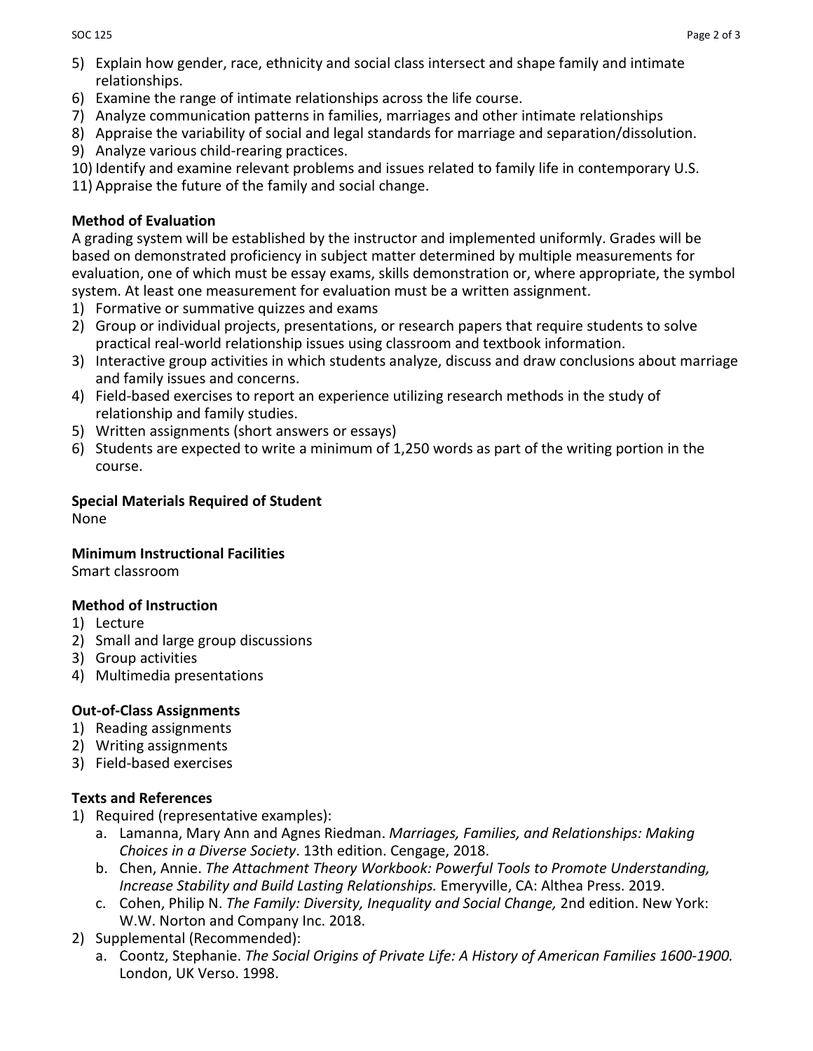5) Explain how gender, race, ethnicity and social class intersect and shape family and intimate relationships.
6) Examine the range of intimate relationships across the life course.
7) Analyze communication patterns in families, marriages and other intimate relationships
8) Appraise the variability of social and legal standards for marriage and separation/dissolution.
9) Analyze various child-rearing practices.
10) Identify and examine relevant problems and issues related to family life in contemporary U.S.
11) Appraise the future of the family and social change.

**Method of Evaluation**

A grading system will be established by the instructor and implemented uniformly. Grades will be based on demonstrated proficiency in subject matter determined by multiple measurements for evaluation, one of which must be essay exams, skills demonstration or, where appropriate, the symbol system. At least one measurement for evaluation must be a written assignment.

1) Formative or summative quizzes and exams
2) Group or individual projects, presentations, or research papers that require students to solve practical real-world relationship issues using classroom and textbook information.
3) Interactive group activities in which students analyze, discuss and draw conclusions about marriage and family issues and concerns.
4) Field-based exercises to report an experience utilizing research methods in the study of relationship and family studies.
5) Written assignments (short answers or essays)
6) Students are expected to write a minimum of 1,250 words as part of the writing portion in the course.

**Special Materials Required of Student**

None

**Minimum Instructional Facilities**

Smart classroom

**Method of Instruction**

1) Lecture
2) Small and large group discussions
3) Group activities
4) Multimedia presentations

**Out-of-Class Assignments**

1) Reading assignments
2) Writing assignments
3) Field-based exercises

**Texts and References**

1) Required (representative examples):
    a. Lamanna, Mary Ann and Agnes Riedman. *Marriages, Families, and Relationships: Making Choices in a Diverse Society*. 13th edition. Cengage, 2018.
    b. Chen, Annie. *The Attachment Theory Workbook: Powerful Tools to Promote Understanding, Increase Stability and Build Lasting Relationships.* Emeryville, CA: Althea Press. 2019.
    c. Cohen, Philip N. *The Family: Diversity, Inequality and Social Change,* 2nd edition. New York: W.W. Norton and Company Inc. 2018.
2) Supplemental (Recommended):
    a. Coontz, Stephanie. *The Social Origins of Private Life: A History of American Families 1600-1900.* London, UK Verso. 1998.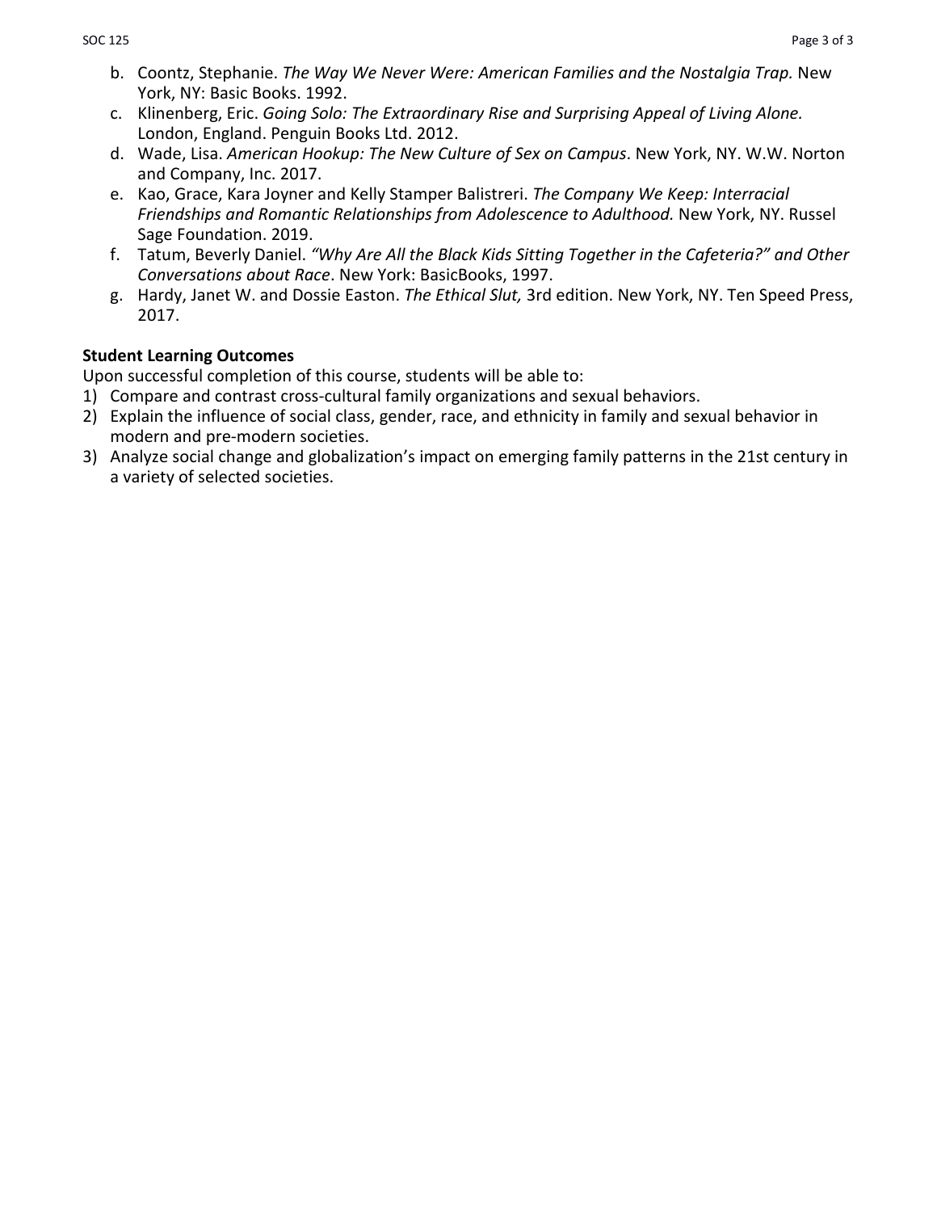b. Coontz, Stephanie. *The Way We Never Were: American Families and the Nostalgia Trap.* New York, NY: Basic Books. 1992.
c. Klinenberg, Eric. *Going Solo: The Extraordinary Rise and Surprising Appeal of Living Alone.* London, England. Penguin Books Ltd. 2012.
d. Wade, Lisa. *American Hookup: The New Culture of Sex on Campus*. New York, NY. W.W. Norton and Company, Inc. 2017.
e. Kao, Grace, Kara Joyner and Kelly Stamper Balistreri. *The Company We Keep: Interracial Friendships and Romantic Relationships from Adolescence to Adulthood.* New York, NY. Russel Sage Foundation. 2019.
f. Tatum, Beverly Daniel. *"Why Are All the Black Kids Sitting Together in the Cafeteria?" and Other Conversations about Race*. New York: BasicBooks, 1997.
g. Hardy, Janet W. and Dossie Easton. *The Ethical Slut,* 3rd edition. New York, NY. Ten Speed Press, 2017.

**Student Learning Outcomes**

Upon successful completion of this course, students will be able to:

1) Compare and contrast cross-cultural family organizations and sexual behaviors.
2) Explain the influence of social class, gender, race, and ethnicity in family and sexual behavior in modern and pre-modern societies.
3) Analyze social change and globalization's impact on emerging family patterns in the 21st century in a variety of selected societies.